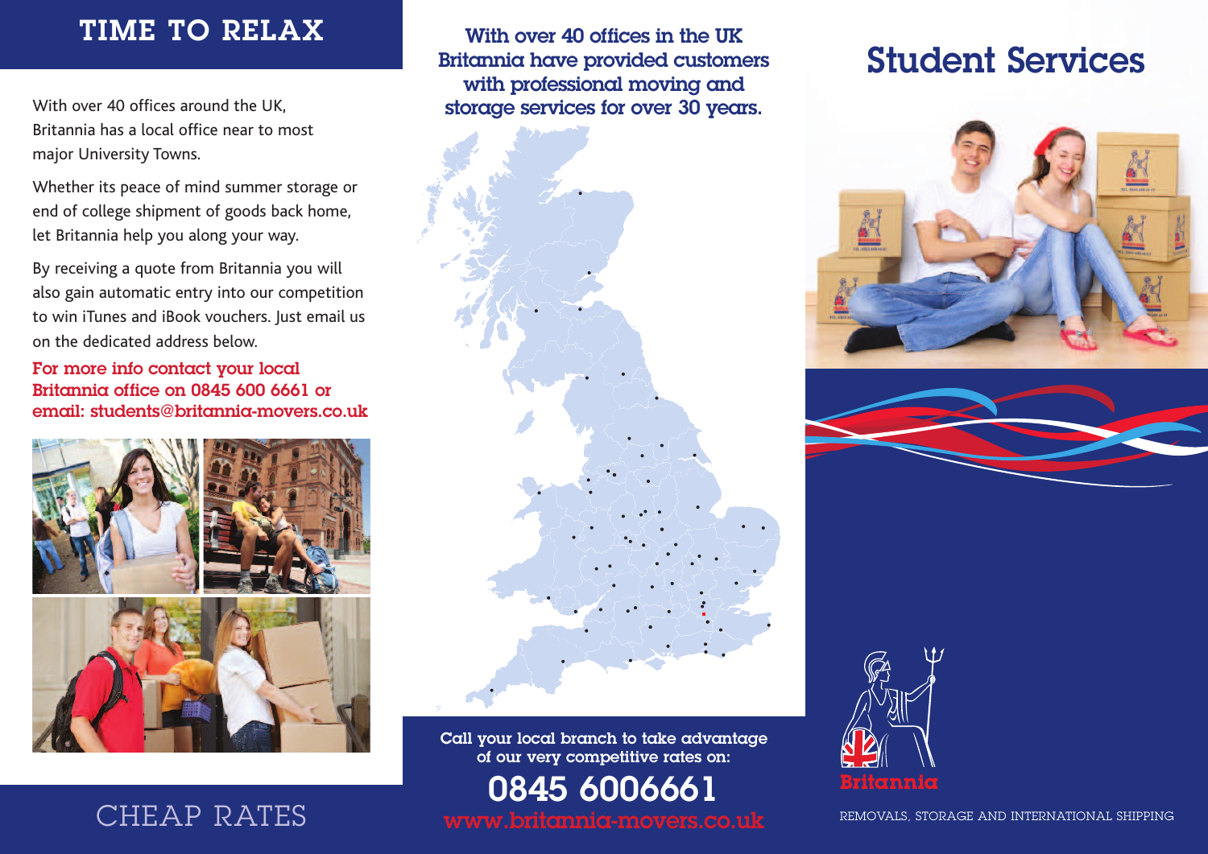## TIME TO RELAX

With over 40 offices around the UK, Britannia has a local office near to most major University Towns.

Whether its peace of mind summer storage or end of college shipment of goods back home, let Britannia help you along your way.

By receiving a quote from Britannia you will also gain automatic entry into our competition to win iTunes and iBook vouchers. Just email us on the dedicated address below.

**For more info contact your local Britannia office on 0845 600 6661 or email: students@britannia-movers.co.uk**

## CHEAP RATES

**With over 40 offices in the UK Britannia have provided customers with professional moving and storage services for over 30 years.**

**Call your local branch to take advantage of our very competitive rates on:**

**0845 6006661**

**www.britannia-movers.co.uk**

# Student Services

Britannia

REMOVALS, STORAGE AND INTERNATIONAL SHIPPING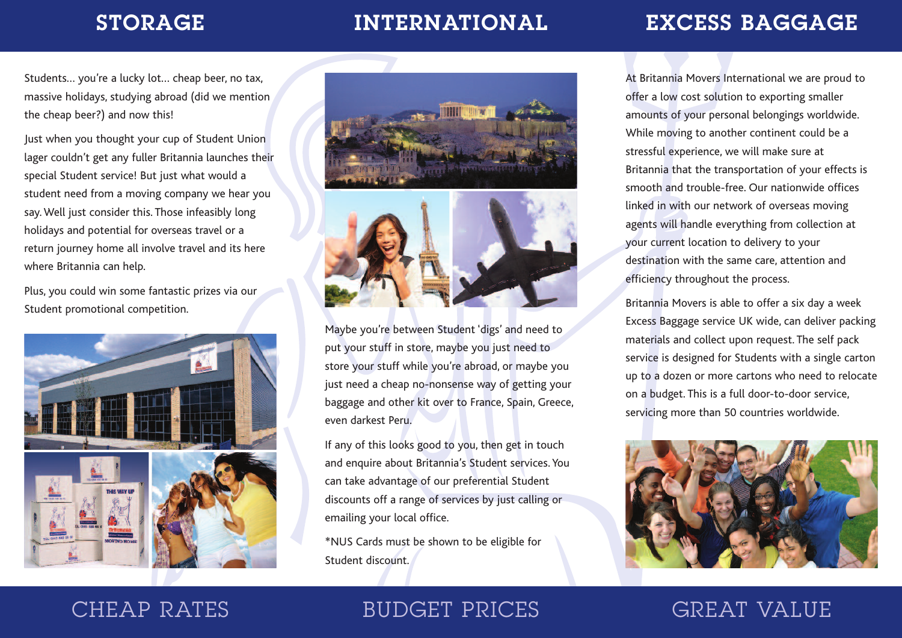## STORAGE

Students... you're a lucky lot... cheap beer, no tax, massive holidays, studying abroad (did we mention the cheap beer?) and now this!

Just when you thought your cup of Student Union lager couldn't get any fuller Britannia launches their special Student service! But just what would a student need from a moving company we hear you say. Well just consider this. Those infeasibly long holidays and potential for overseas travel or a return journey home all involve travel and its here where Britannia can help.

Plus, you could win some fantastic prizes via our Student promotional competition.

## INTERNATIONAL

Maybe you're between Student 'digs' and need to put your stuff in store, maybe you just need to store your stuff while you're abroad, or maybe you just need a cheap no-nonsense way of getting your baggage and other kit over to France, Spain, Greece, even darkest Peru.

If any of this looks good to you, then get in touch and enquire about Britannia's Student services. You can take advantage of our preferential Student discounts off a range of services by just calling or emailing your local office.

*NUS Cards must be shown to be eligible for Student discount.

## EXCESS BAGGAGE

At Britannia Movers International we are proud to offer a low cost solution to exporting smaller amounts of your personal belongings worldwide. While moving to another continent could be a stressful experience, we will make sure at Britannia that the transportation of your effects is smooth and trouble-free. Our nationwide offices linked in with our network of overseas moving agents will handle everything from collection at your current location to delivery to your destination with the same care, attention and efficiency throughout the process.

Britannia Movers is able to offer a six day a week Excess Baggage service UK wide, can deliver packing materials and collect upon request. The self pack service is designed for Students with a single carton up to a dozen or more cartons who need to relocate on a budget. This is a full door-to-door service, servicing more than 50 countries worldwide.

CHEAP RATES

BUDGET PRICES

GREAT VALUE